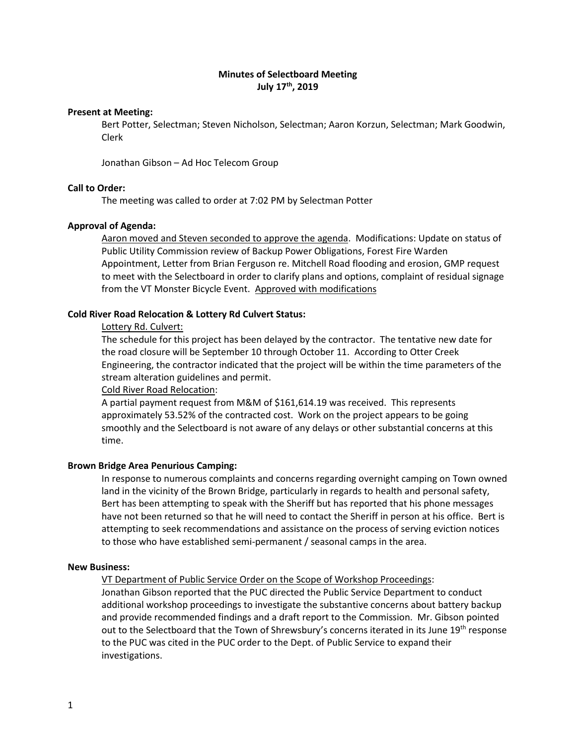# Minutes of Selectboard Meeting
## July 17th, 2019

**Present at Meeting:**

Bert Potter, Selectman; Steven Nicholson, Selectman; Aaron Korzun, Selectman; Mark Goodwin, Clerk

Jonathan Gibson – Ad Hoc Telecom Group

**Call to Order:**

The meeting was called to order at 7:02 PM by Selectman Potter

**Approval of Agenda:**

Aaron moved and Steven seconded to approve the agenda. Modifications: Update on status of Public Utility Commission review of Backup Power Obligations, Forest Fire Warden Appointment, Letter from Brian Ferguson re. Mitchell Road flooding and erosion, GMP request to meet with the Selectboard in order to clarify plans and options, complaint of residual signage from the VT Monster Bicycle Event. Approved with modifications

**Cold River Road Relocation & Lottery Rd Culvert Status:**

Lottery Rd. Culvert:

The schedule for this project has been delayed by the contractor. The tentative new date for the road closure will be September 10 through October 11. According to Otter Creek Engineering, the contractor indicated that the project will be within the time parameters of the stream alteration guidelines and permit.

Cold River Road Relocation:

A partial payment request from M&M of $161,614.19 was received. This represents approximately 53.52% of the contracted cost. Work on the project appears to be going smoothly and the Selectboard is not aware of any delays or other substantial concerns at this time.

**Brown Bridge Area Penurious Camping:**

In response to numerous complaints and concerns regarding overnight camping on Town owned land in the vicinity of the Brown Bridge, particularly in regards to health and personal safety, Bert has been attempting to speak with the Sheriff but has reported that his phone messages have not been returned so that he will need to contact the Sheriff in person at his office. Bert is attempting to seek recommendations and assistance on the process of serving eviction notices to those who have established semi-permanent / seasonal camps in the area.

**New Business:**

VT Department of Public Service Order on the Scope of Workshop Proceedings:

Jonathan Gibson reported that the PUC directed the Public Service Department to conduct additional workshop proceedings to investigate the substantive concerns about battery backup and provide recommended findings and a draft report to the Commission. Mr. Gibson pointed out to the Selectboard that the Town of Shrewsbury's concerns iterated in its June 19th response to the PUC was cited in the PUC order to the Dept. of Public Service to expand their investigations.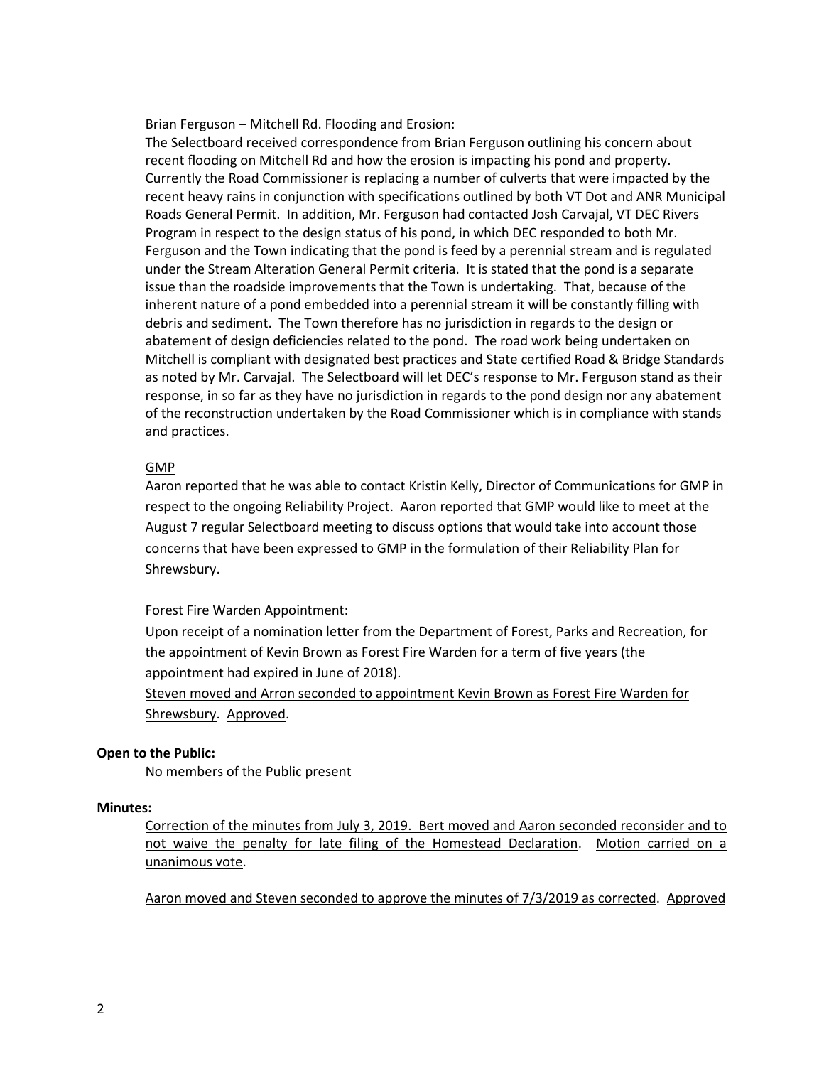<u>Brian Ferguson – Mitchell Rd. Flooding and Erosion:</u>

The Selectboard received correspondence from Brian Ferguson outlining his concern about recent flooding on Mitchell Rd and how the erosion is impacting his pond and property. Currently the Road Commissioner is replacing a number of culverts that were impacted by the recent heavy rains in conjunction with specifications outlined by both VT Dot and ANR Municipal Roads General Permit. In addition, Mr. Ferguson had contacted Josh Carvajal, VT DEC Rivers Program in respect to the design status of his pond, in which DEC responded to both Mr. Ferguson and the Town indicating that the pond is feed by a perennial stream and is regulated under the Stream Alteration General Permit criteria. It is stated that the pond is a separate issue than the roadside improvements that the Town is undertaking. That, because of the inherent nature of a pond embedded into a perennial stream it will be constantly filling with debris and sediment. The Town therefore has no jurisdiction in regards to the design or abatement of design deficiencies related to the pond. The road work being undertaken on Mitchell is compliant with designated best practices and State certified Road & Bridge Standards as noted by Mr. Carvajal. The Selectboard will let DEC's response to Mr. Ferguson stand as their response, in so far as they have no jurisdiction in regards to the pond design nor any abatement of the reconstruction undertaken by the Road Commissioner which is in compliance with stands and practices.

<u>GMP</u>

Aaron reported that he was able to contact Kristin Kelly, Director of Communications for GMP in respect to the ongoing Reliability Project. Aaron reported that GMP would like to meet at the August 7 regular Selectboard meeting to discuss options that would take into account those concerns that have been expressed to GMP in the formulation of their Reliability Plan for Shrewsbury.

Forest Fire Warden Appointment:

Upon receipt of a nomination letter from the Department of Forest, Parks and Recreation, for the appointment of Kevin Brown as Forest Fire Warden for a term of five years (the appointment had expired in June of 2018).

<u>Steven moved and Arron seconded to appointment Kevin Brown as Forest Fire Warden for Shrewsbury</u>. <u>Approved</u>.

**Open to the Public:**

No members of the Public present

**Minutes:**

<u>Correction of the minutes from July 3, 2019. Bert moved and Aaron seconded reconsider and to not waive the penalty for late filing of the Homestead Declaration</u>. <u>Motion carried on a unanimous vote</u>.

<u>Aaron moved and Steven seconded to approve the minutes of 7/3/2019 as corrected</u>. <u>Approved</u>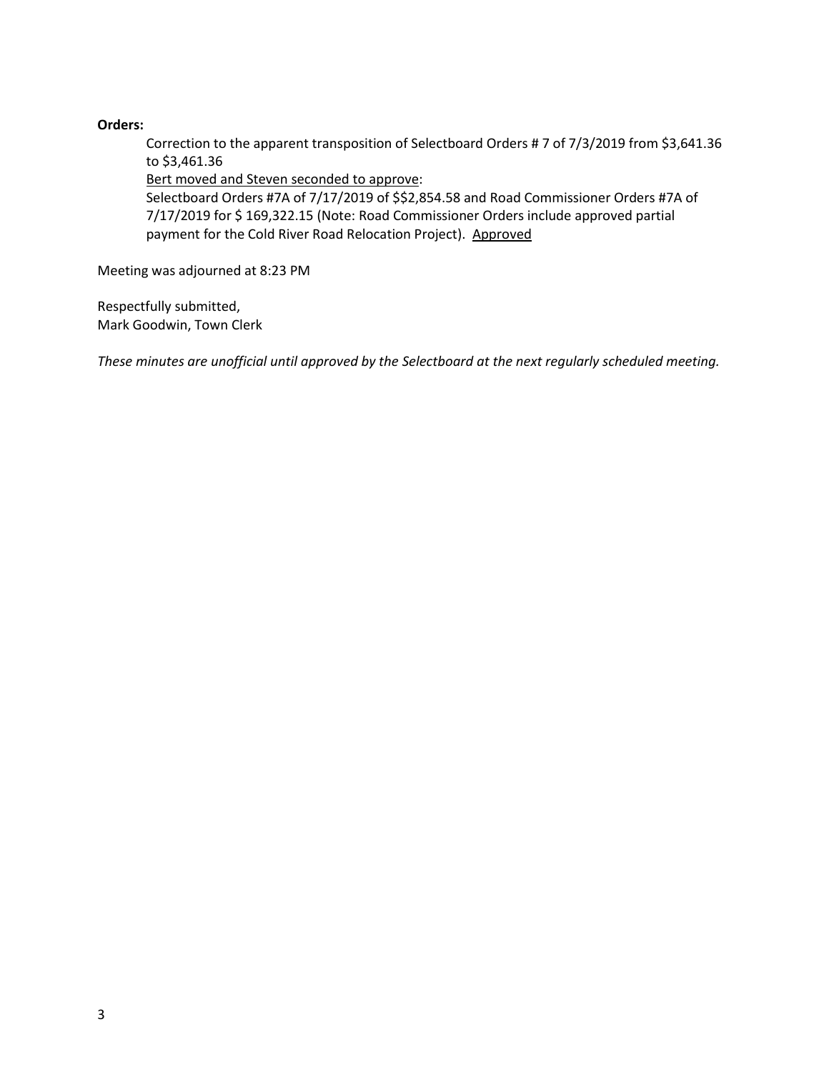**Orders:**

Correction to the apparent transposition of Selectboard Orders # 7 of 7/3/2019 from $3,641.36 to $3,461.36

Bert moved and Steven seconded to approve:

Selectboard Orders #7A of 7/17/2019 of $$2,854.58 and Road Commissioner Orders #7A of 7/17/2019 for $ 169,322.15 (Note: Road Commissioner Orders include approved partial payment for the Cold River Road Relocation Project). Approved

Meeting was adjourned at 8:23 PM

Respectfully submitted,
Mark Goodwin, Town Clerk

*These minutes are unofficial until approved by the Selectboard at the next regularly scheduled meeting.*